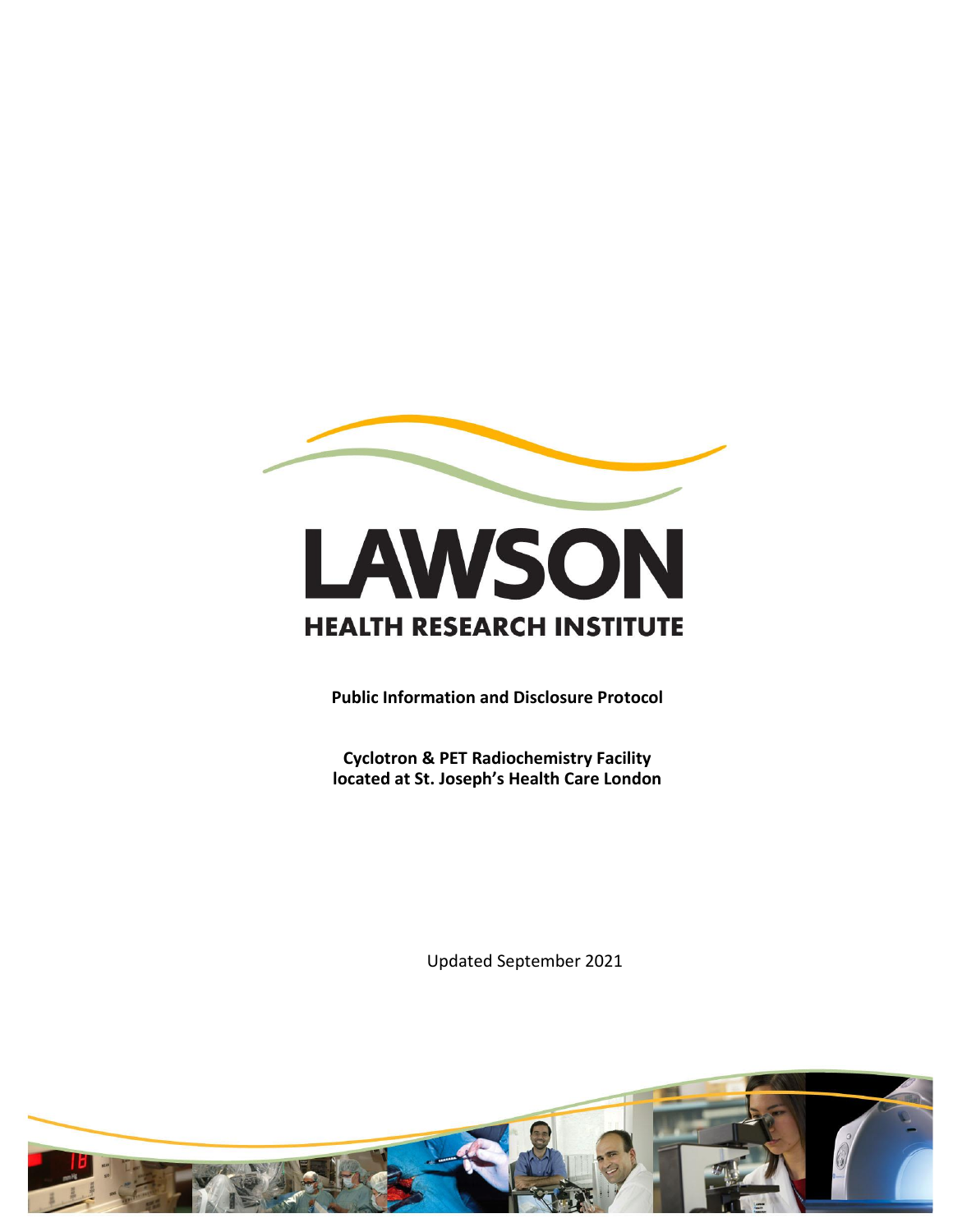LAWSON

HEALTH RESEARCH INSTITUTE

**Public Information and Disclosure Protocol**

**Cyclotron & PET Radiochemistry Facility located at St. Joseph's Health Care London**

Updated September 2021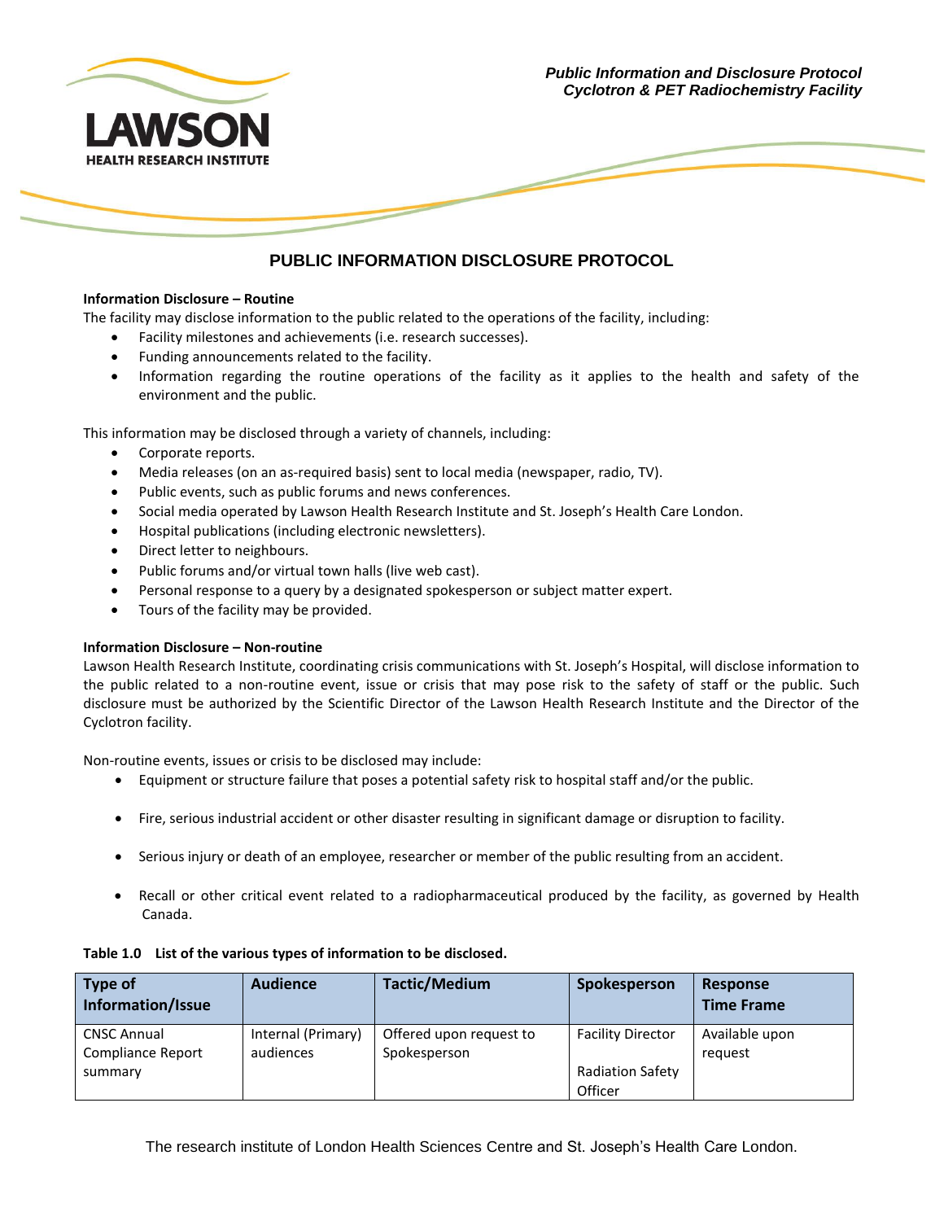## PUBLIC INFORMATION DISCLOSURE PROTOCOL

**Information Disclosure – Routine**

The facility may disclose information to the public related to the operations of the facility, including:

- Facility milestones and achievements (i.e. research successes).
- Funding announcements related to the facility.
- Information regarding the routine operations of the facility as it applies to the health and safety of the environment and the public.

This information may be disclosed through a variety of channels, including:

- Corporate reports.
- Media releases (on an as-required basis) sent to local media (newspaper, radio, TV).
- Public events, such as public forums and news conferences.
- Social media operated by Lawson Health Research Institute and St. Joseph's Health Care London.
- Hospital publications (including electronic newsletters).
- Direct letter to neighbours.
- Public forums and/or virtual town halls (live web cast).
- Personal response to a query by a designated spokesperson or subject matter expert.
- Tours of the facility may be provided.

**Information Disclosure – Non-routine**

Lawson Health Research Institute, coordinating crisis communications with St. Joseph's Hospital, will disclose information to the public related to a non-routine event, issue or crisis that may pose risk to the safety of staff or the public. Such disclosure must be authorized by the Scientific Director of the Lawson Health Research Institute and the Director of the Cyclotron facility.

Non-routine events, issues or crisis to be disclosed may include:

- Equipment or structure failure that poses a potential safety risk to hospital staff and/or the public.
- Fire, serious industrial accident or other disaster resulting in significant damage or disruption to facility.
- Serious injury or death of an employee, researcher or member of the public resulting from an accident.
- Recall or other critical event related to a radiopharmaceutical produced by the facility, as governed by Health Canada.

**Table 1.0 List of the various types of information to be disclosed.**

| Type of Information/Issue | Audience | Tactic/Medium | Spokesperson | Response Time Frame |
|---|---|---|---|---|
| CNSC Annual Compliance Report summary | Internal (Primary) audiences | Offered upon request to Spokesperson | Facility Director<br><br>Radiation Safety Officer | Available upon request |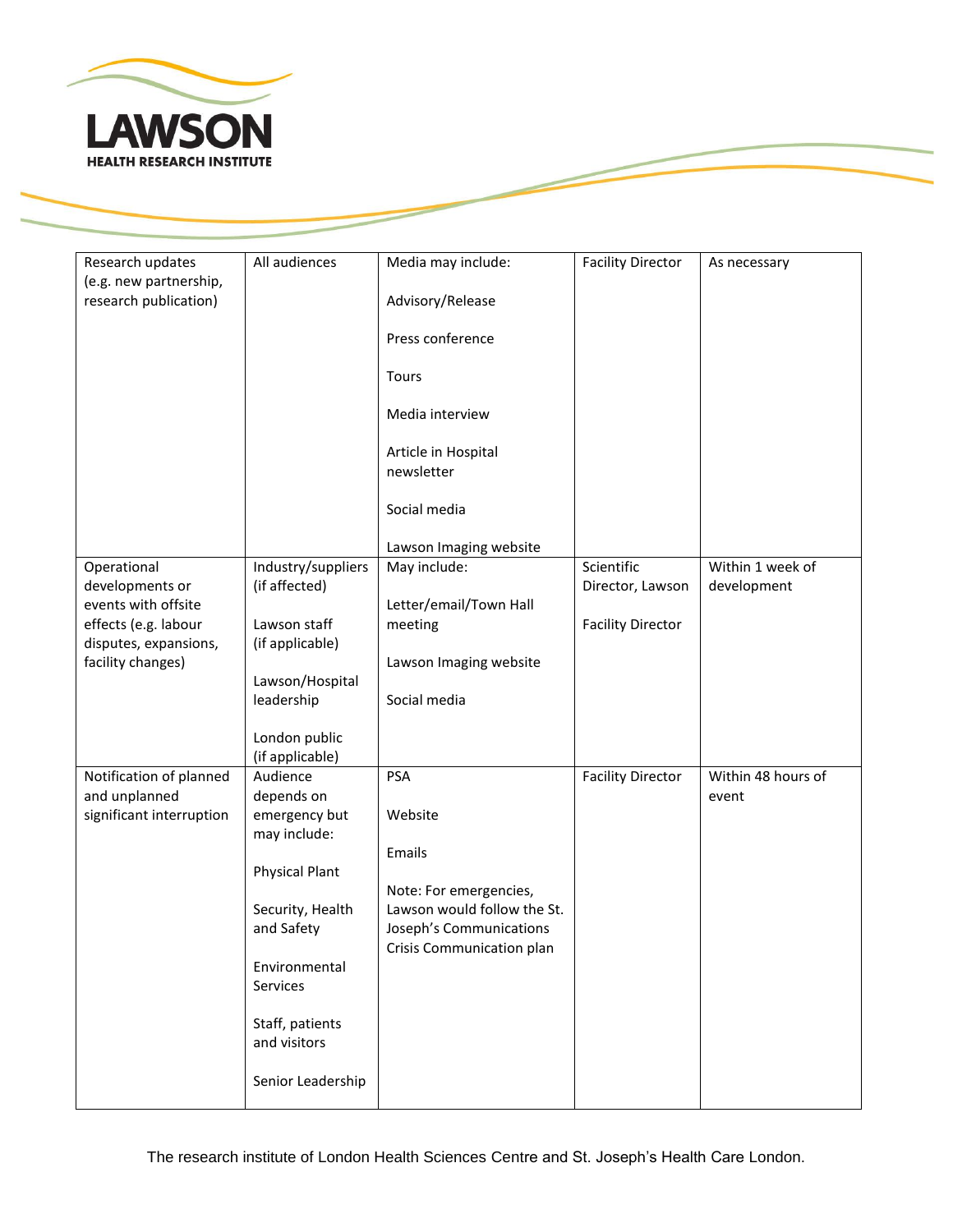| Research updates (e.g. new partnership, research publication) | All audiences | Media may include:<br><br>Advisory/Release<br><br>Press conference<br><br>Tours<br><br>Media interview<br><br>Article in Hospital newsletter<br><br>Social media<br><br>Lawson Imaging website | Facility Director | As necessary |
|---|---|---|---|---|
| Operational developments or events with offsite effects (e.g. labour disputes, expansions, facility changes) | Industry/suppliers (if affected)<br><br>Lawson staff (if applicable)<br><br>Lawson/Hospital leadership<br><br>London public (if applicable) | May include:<br><br>Letter/email/Town Hall meeting<br><br>Lawson Imaging website<br><br>Social media | Scientific Director, Lawson<br><br>Facility Director | Within 1 week of development |
| Notification of planned and unplanned significant interruption | Audience depends on emergency but may include:<br><br>Physical Plant<br><br>Security, Health and Safety<br><br>Environmental Services<br><br>Staff, patients and visitors<br><br>Senior Leadership | PSA<br><br>Website<br><br>Emails<br><br>Note: For emergencies, Lawson would follow the St. Joseph's Communications Crisis Communication plan | Facility Director | Within 48 hours of event |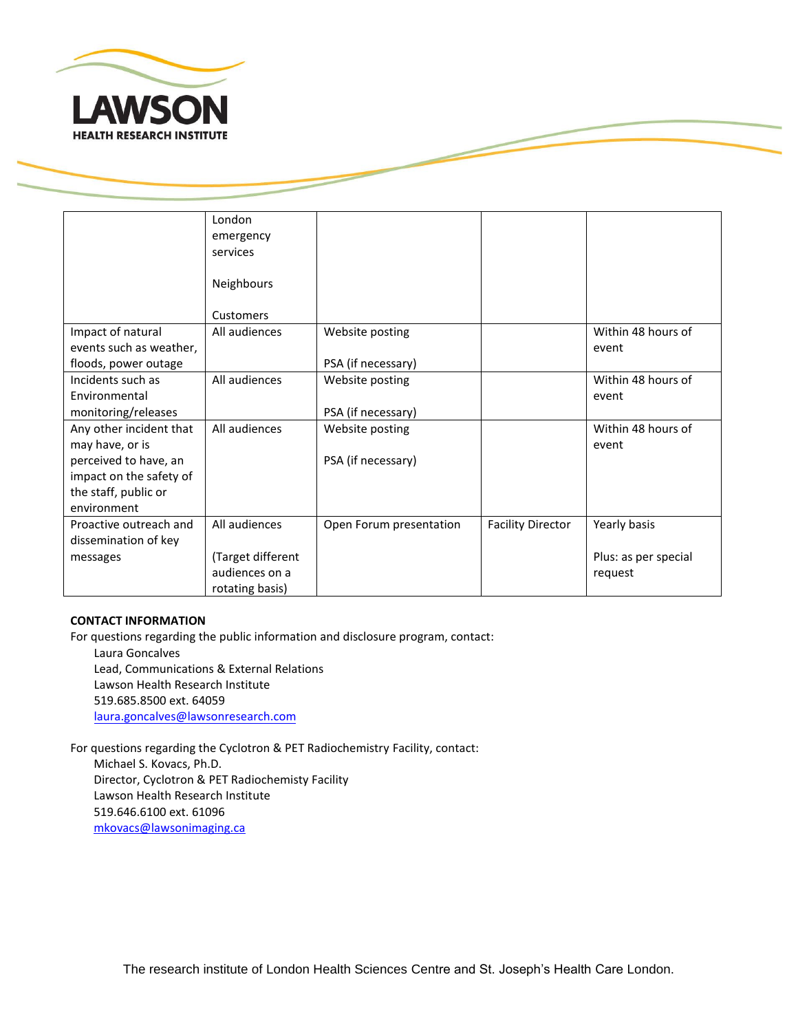|  |  |  |  |  |
|---|---|---|---|---|
|  | London emergency services<br><br>Neighbours<br><br>Customers |  |  |  |
| Impact of natural events such as weather, floods, power outage | All audiences | Website posting<br><br>PSA (if necessary) |  | Within 48 hours of event |
| Incidents such as Environmental monitoring/releases | All audiences | Website posting<br><br>PSA (if necessary) |  | Within 48 hours of event |
| Any other incident that may have, or is perceived to have, an impact on the safety of the staff, public or environment | All audiences | Website posting<br><br>PSA (if necessary) |  | Within 48 hours of event |
| Proactive outreach and dissemination of key messages | All audiences<br><br>(Target different audiences on a rotating basis) | Open Forum presentation | Facility Director | Yearly basis<br><br>Plus: as per special request |

**CONTACT INFORMATION**

For questions regarding the public information and disclosure program, contact:

Laura Goncalves
Lead, Communications & External Relations
Lawson Health Research Institute
519.685.8500 ext. 64059
laura.goncalves@lawsonresearch.com

For questions regarding the Cyclotron & PET Radiochemistry Facility, contact:

Michael S. Kovacs, Ph.D.
Director, Cyclotron & PET Radiochemesty Facility
Lawson Health Research Institute
519.646.6100 ext. 61096
mkovacs@lawsonimaging.ca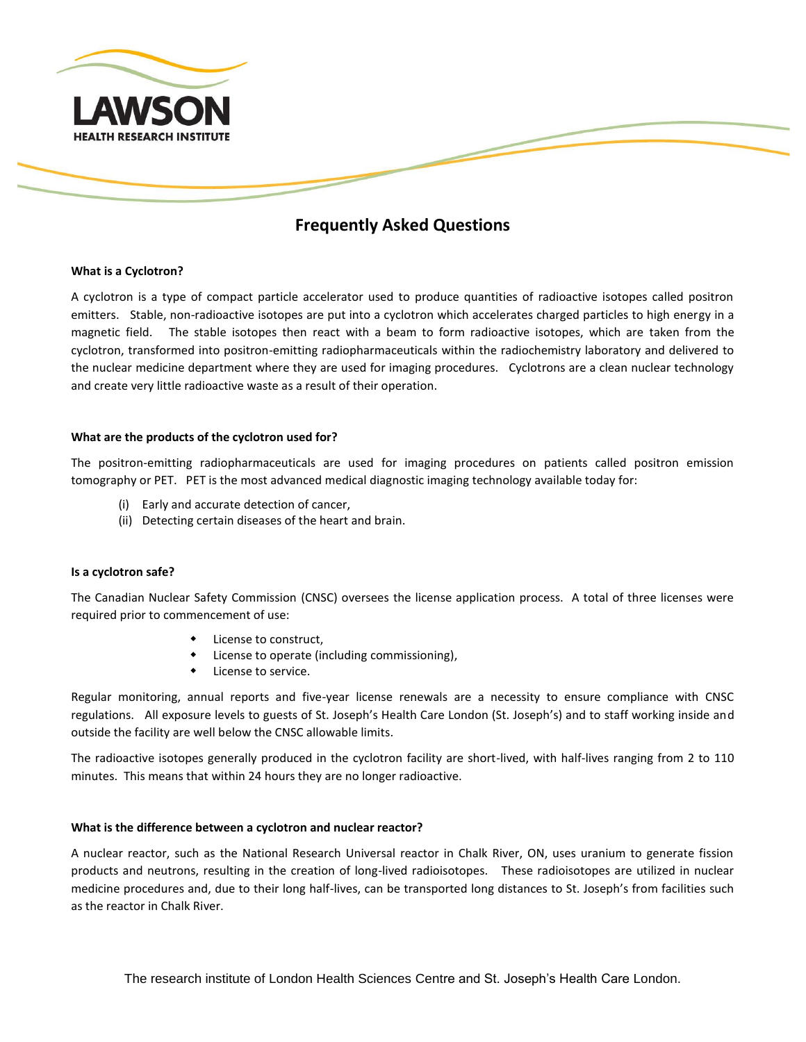LAWSON

HEALTH RESEARCH INSTITUTE

## Frequently Asked Questions

**What is a Cyclotron?**

A cyclotron is a type of compact particle accelerator used to produce quantities of radioactive isotopes called positron emitters. Stable, non-radioactive isotopes are put into a cyclotron which accelerates charged particles to high energy in a magnetic field. The stable isotopes then react with a beam to form radioactive isotopes, which are taken from the cyclotron, transformed into positron-emitting radiopharmaceuticals within the radiochemistry laboratory and delivered to the nuclear medicine department where they are used for imaging procedures. Cyclotrons are a clean nuclear technology and create very little radioactive waste as a result of their operation.

**What are the products of the cyclotron used for?**

The positron-emitting radiopharmaceuticals are used for imaging procedures on patients called positron emission tomography or PET. PET is the most advanced medical diagnostic imaging technology available today for:

(i) Early and accurate detection of cancer,
(ii) Detecting certain diseases of the heart and brain.

**Is a cyclotron safe?**

The Canadian Nuclear Safety Commission (CNSC) oversees the license application process. A total of three licenses were required prior to commencement of use:

- License to construct,
- License to operate (including commissioning),
- License to service.

Regular monitoring, annual reports and five-year license renewals are a necessity to ensure compliance with CNSC regulations. All exposure levels to guests of St. Joseph's Health Care London (St. Joseph's) and to staff working inside and outside the facility are well below the CNSC allowable limits.

The radioactive isotopes generally produced in the cyclotron facility are short-lived, with half-lives ranging from 2 to 110 minutes. This means that within 24 hours they are no longer radioactive.

**What is the difference between a cyclotron and nuclear reactor?**

A nuclear reactor, such as the National Research Universal reactor in Chalk River, ON, uses uranium to generate fission products and neutrons, resulting in the creation of long-lived radioisotopes. These radioisotopes are utilized in nuclear medicine procedures and, due to their long half-lives, can be transported long distances to St. Joseph's from facilities such as the reactor in Chalk River.

The research institute of London Health Sciences Centre and St. Joseph's Health Care London.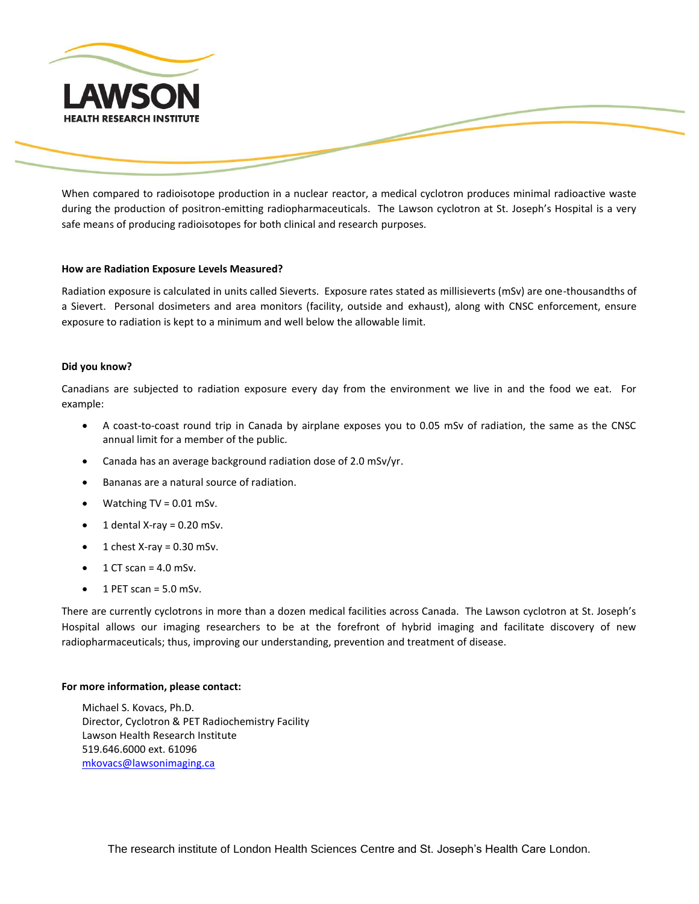When compared to radioisotope production in a nuclear reactor, a medical cyclotron produces minimal radioactive waste during the production of positron-emitting radiopharmaceuticals. The Lawson cyclotron at St. Joseph's Hospital is a very safe means of producing radioisotopes for both clinical and research purposes.

**How are Radiation Exposure Levels Measured?**

Radiation exposure is calculated in units called Sieverts. Exposure rates stated as millisieverts (mSv) are one-thousandths of a Sievert. Personal dosimeters and area monitors (facility, outside and exhaust), along with CNSC enforcement, ensure exposure to radiation is kept to a minimum and well below the allowable limit.

**Did you know?**

Canadians are subjected to radiation exposure every day from the environment we live in and the food we eat. For example:

- A coast-to-coast round trip in Canada by airplane exposes you to 0.05 mSv of radiation, the same as the CNSC annual limit for a member of the public.
- Canada has an average background radiation dose of 2.0 mSv/yr.
- Bananas are a natural source of radiation.
- Watching TV = 0.01 mSv.
- 1 dental X-ray = 0.20 mSv.
- 1 chest X-ray = 0.30 mSv.
- 1 CT scan = 4.0 mSv.
- 1 PET scan = 5.0 mSv.

There are currently cyclotrons in more than a dozen medical facilities across Canada. The Lawson cyclotron at St. Joseph's Hospital allows our imaging researchers to be at the forefront of hybrid imaging and facilitate discovery of new radiopharmaceuticals; thus, improving our understanding, prevention and treatment of disease.

**For more information, please contact:**

Michael S. Kovacs, Ph.D.
Director, Cyclotron & PET Radiochemistry Facility
Lawson Health Research Institute
519.646.6000 ext. 61096
mkovacs@lawsonimaging.ca